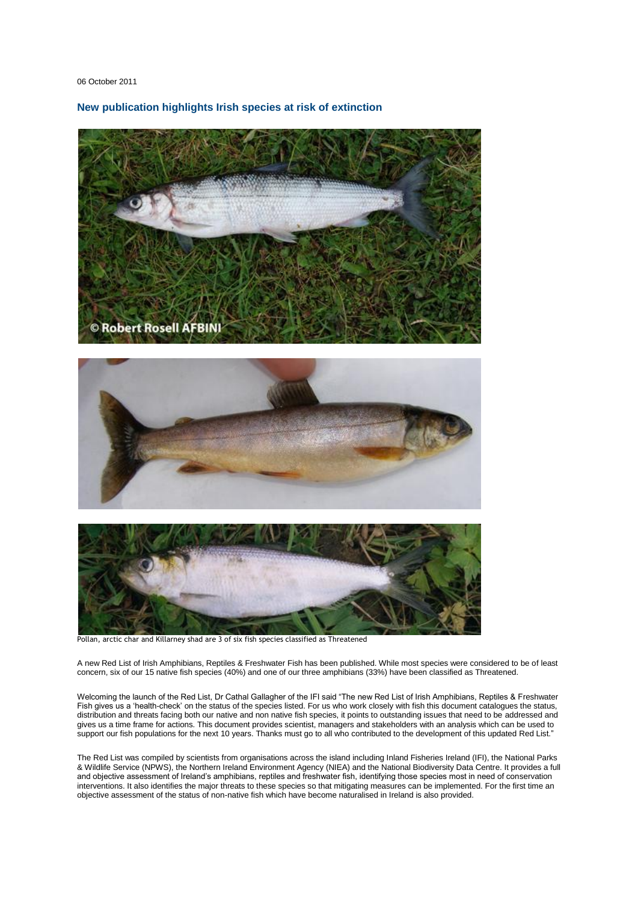06 October 2011

## New publication highlights Irish species at risk of extinction

Pollan, arctic char and Killarney shad are 3 of six fish species classified as Threatened

A new Red List of Irish Amphibians, Reptiles & Freshwater Fish has been published. While most species were considered to be of least concern, six of our 15 native fish species (40%) and one of our three amphibians (33%) have been classified as Threatened.

Welcoming the launch of the Red List, Dr Cathal Gallagher of the IFI said "The new Red List of Irish Amphibians, Reptiles & Freshwater Fish gives us a 'health-check' on the status of the species listed. For us who work closely with fish this document catalogues the status, distribution and threats facing both our native and non native fish species, it points to outstanding issues that need to be addressed and gives us a time frame for actions. This document provides scientist, managers and stakeholders with an analysis which can be used to support our fish populations for the next 10 years. Thanks must go to all who contributed to the development of this updated Red List."

The Red List was compiled by scientists from organisations across the island including Inland Fisheries Ireland (IFI), the National Parks & Wildlife Service (NPWS), the Northern Ireland Environment Agency (NIEA) and the National Biodiversity Data Centre. It provides a full and objective assessment of Ireland's amphibians, reptiles and freshwater fish, identifying those species most in need of conservation interventions. It also identifies the major threats to these species so that mitigating measures can be implemented. For the first time an objective assessment of the status of non-native fish which have become naturalised in Ireland is also provided.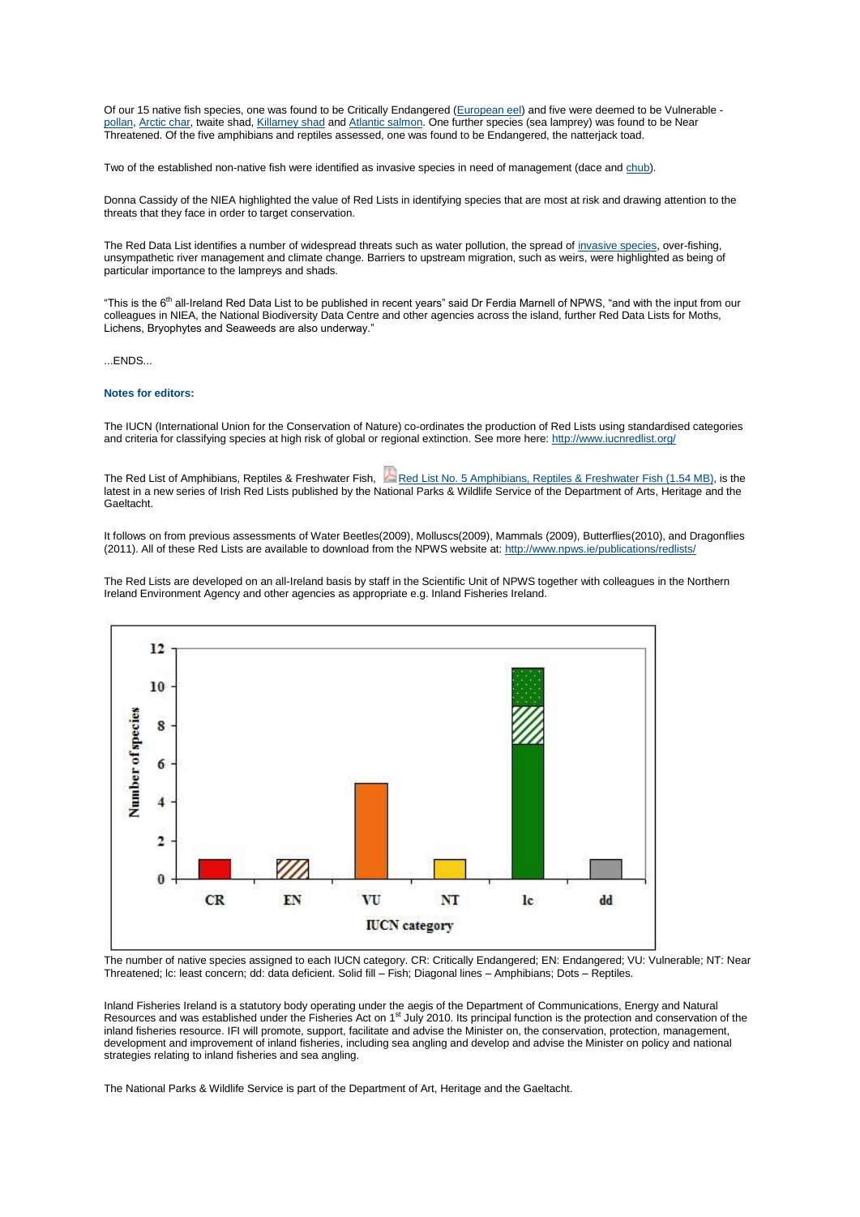Of our 15 native fish species, one was found to be Critically Endangered (European eel) and five were deemed to be Vulnerable - pollan, Arctic char, twaite shad, Killarney shad and Atlantic salmon. One further species (sea lamprey) was found to be Near Threatened. Of the five amphibians and reptiles assessed, one was found to be Endangered, the natterjack toad.

Two of the established non-native fish were identified as invasive species in need of management (dace and chub).

Donna Cassidy of the NIEA highlighted the value of Red Lists in identifying species that are most at risk and drawing attention to the threats that they face in order to target conservation.

The Red Data List identifies a number of widespread threats such as water pollution, the spread of invasive species, over-fishing, unsympathetic river management and climate change. Barriers to upstream migration, such as weirs, were highlighted as being of particular importance to the lampreys and shads.

"This is the 6th all-Ireland Red Data List to be published in recent years" said Dr Ferdia Marnell of NPWS, "and with the input from our colleagues in NIEA, the National Biodiversity Data Centre and other agencies across the island, further Red Data Lists for Moths, Lichens, Bryophytes and Seaweeds are also underway."

...ENDS...

**Notes for editors:**

The IUCN (International Union for the Conservation of Nature) co-ordinates the production of Red Lists using standardised categories and criteria for classifying species at high risk of global or regional extinction. See more here: http://www.iucnredlist.org/

The Red List of Amphibians, Reptiles & Freshwater Fish, Red List No. 5 Amphibians, Reptiles & Freshwater Fish (1.54 MB), is the latest in a new series of Irish Red Lists published by the National Parks & Wildlife Service of the Department of Arts, Heritage and the Gaeltacht.

It follows on from previous assessments of Water Beetles(2009), Molluscs(2009), Mammals (2009), Butterflies(2010), and Dragonflies (2011). All of these Red Lists are available to download from the NPWS website at: http://www.npws.ie/publications/redlists/

The Red Lists are developed on an all-Ireland basis by staff in the Scientific Unit of NPWS together with colleagues in the Northern Ireland Environment Agency and other agencies as appropriate e.g. Inland Fisheries Ireland.

Number of species

0
2
4
6
8
10
12

CR EN VU NT lc dd

IUCN category

The number of native species assigned to each IUCN category. CR: Critically Endangered; EN: Endangered; VU: Vulnerable; NT: Near Threatened; lc: least concern; dd: data deficient. Solid fill – Fish; Diagonal lines – Amphibians; Dots – Reptiles.

Inland Fisheries Ireland is a statutory body operating under the aegis of the Department of Communications, Energy and Natural Resources and was established under the Fisheries Act on 1st July 2010. Its principal function is the protection and conservation of the inland fisheries resource. IFI will promote, support, facilitate and advise the Minister on, the conservation, protection, management, development and improvement of inland fisheries, including sea angling and develop and advise the Minister on policy and national strategies relating to inland fisheries and sea angling.

The National Parks & Wildlife Service is part of the Department of Art, Heritage and the Gaeltacht.